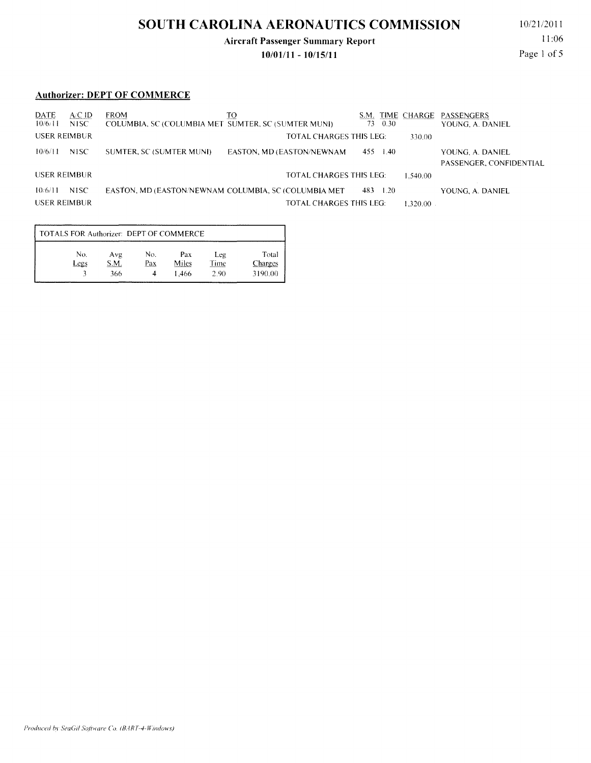# SOUTH CAROLINA AERONAUTICS COMMISSION

**Aircraft Passenger Summary Report**

**10/01/11 - 10/15/11**

10/21/2011
11:06

## Authorizer: DEPT OF COMMERCE

| DATE | A/C ID | FROM | TO | S.M. | TIME | CHARGE | PASSENGERS |
|---|---|---|---|---|---|---|---|
| 10/6/11 | N1SC | COLUMBIA, SC (COLUMBIA MET | SUMTER, SC (SUMTER MUNI) | 73 | 0.30 | | YOUNG, A. DANIEL |
| USER REIMBUR | | | TOTAL CHARGES THIS LEG: | | | 330.00 | |
| 10/6/11 | N1SC | SUMTER, SC (SUMTER MUNI) | EASTON, MD (EASTON/NEWNAM | 455 | 1.40 | | YOUNG, A. DANIEL<br>PASSENGER, CONFIDENTIAL |
| USER REIMBUR | | | TOTAL CHARGES THIS LEG: | | | 1,540.00 | |
| 10/6/11 | N1SC | EASTON, MD (EASTON/NEWNAM | COLUMBIA, SC (COLUMBIA MET | 483 | 1.20 | | YOUNG, A. DANIEL |
| USER REIMBUR | | | TOTAL CHARGES THIS LEG: | | | 1,320.00 | |

**TOTALS FOR Authorizer: DEPT OF COMMERCE**

| No. Legs | Avg S.M. | No. Pax | Pax Miles | Leg Time | Total Charges |
|---|---|---|---|---|---|
| 3 | 366 | 4 | 1,466 | 2.90 | 3190.00 |

*Produced by SeaGil Software Co. (BART-4-Windows)*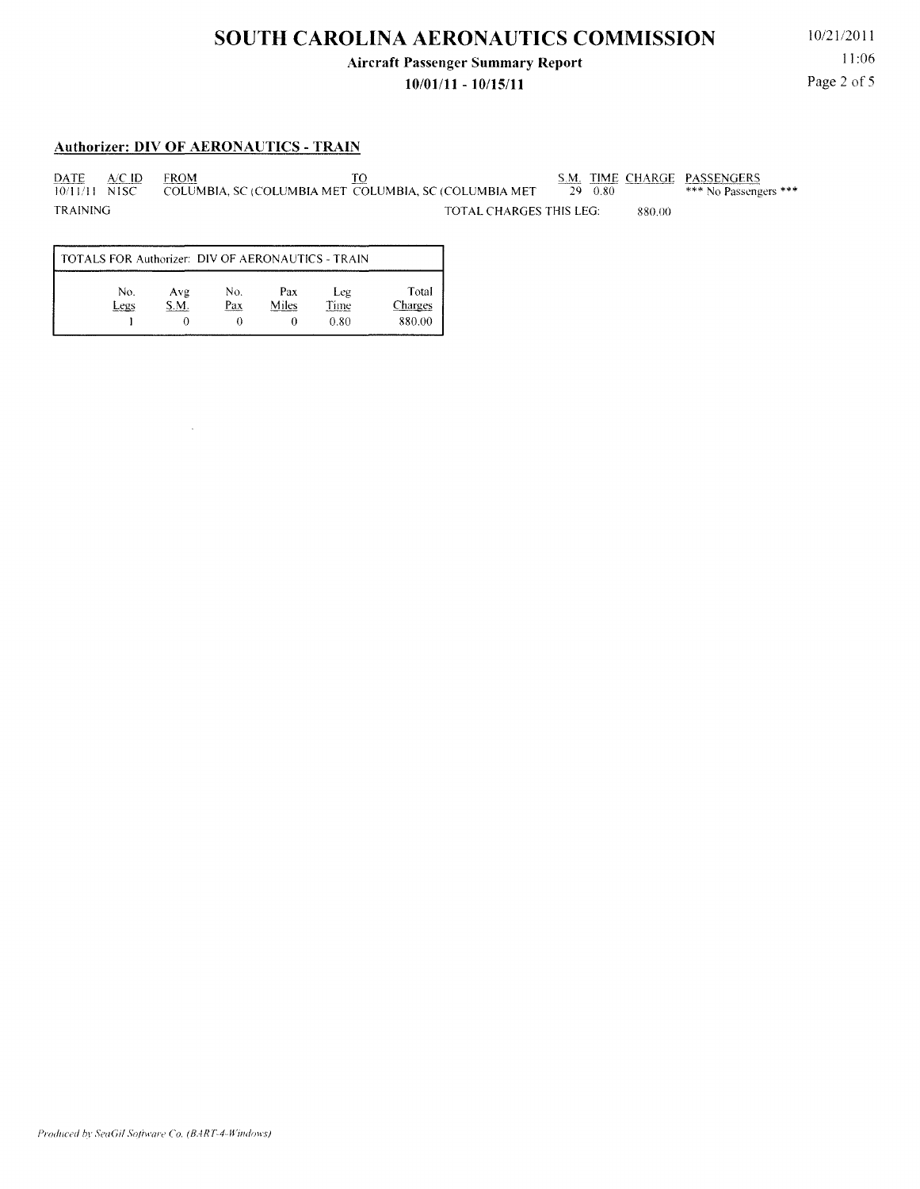# SOUTH CAROLINA AERONAUTICS COMMISSION

**Aircraft Passenger Summary Report**

**10/01/11 - 10/15/11**

10/21/2011

11:06

## Authorizer: DIV OF AERONAUTICS - TRAIN

| DATE | A/C ID | FROM | TO | S.M. | TIME | CHARGE | PASSENGERS |
|---|---|---|---|---|---|---|---|
| 10/11/11 | N1SC | COLUMBIA, SC (COLUMBIA MET | COLUMBIA, SC (COLUMBIA MET | 29 | 0.80 | | *** No Passengers *** |

TRAINING — TOTAL CHARGES THIS LEG: 880.00

| TOTALS FOR Authorizer: DIV OF AERONAUTICS - TRAIN | | | | | |
|---|---|---|---|---|---|
| No. Legs | Avg S.M. | No. Pax | Pax Miles | Leg Time | Total Charges |
| 1 | 0 | 0 | 0 | 0.80 | 880.00 |

*Produced by SeaGil Software Co. (BART-4-Windows)*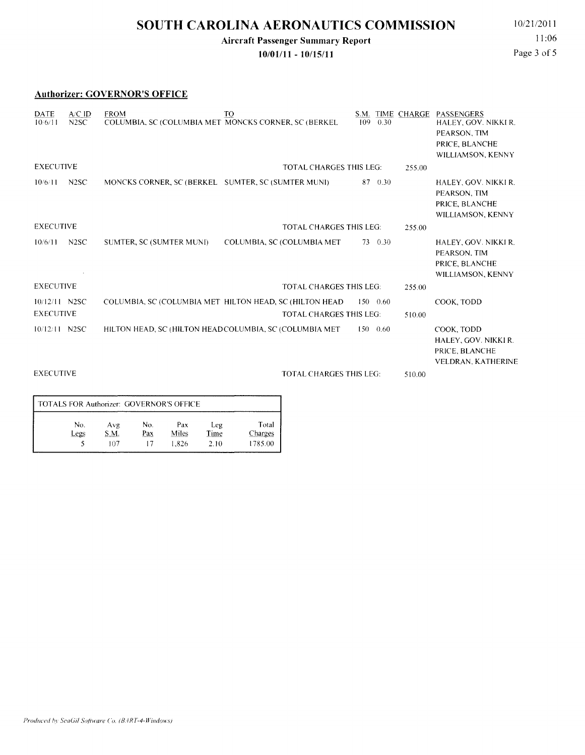# SOUTH CAROLINA AERONAUTICS COMMISSION

**Aircraft Passenger Summary Report**

**10/01/11 - 10/15/11**

10/21/2011
11:06

## Authorizer: GOVERNOR'S OFFICE

| DATE | A/C ID | FROM | TO | S.M. | TIME | CHARGE | PASSENGERS |
|---|---|---|---|---|---|---|---|
| 10/6/11 | N2SC | COLUMBIA, SC (COLUMBIA MET | MONCKS CORNER, SC (BERKEL | 109 | 0.30 | | HALEY, GOV. NIKKI R.<br>PEARSON, TIM<br>PRICE, BLANCHE<br>WILLIAMSON, KENNY |
| EXECUTIVE | | | TOTAL CHARGES THIS LEG: | | | 255.00 | |
| 10/6/11 | N2SC | MONCKS CORNER, SC (BERKEL | SUMTER, SC (SUMTER MUNI) | 87 | 0.30 | | HALEY, GOV. NIKKI R.<br>PEARSON, TIM<br>PRICE, BLANCHE<br>WILLIAMSON, KENNY |
| EXECUTIVE | | | TOTAL CHARGES THIS LEG: | | | 255.00 | |
| 10/6/11 | N2SC | SUMTER, SC (SUMTER MUNI) | COLUMBIA, SC (COLUMBIA MET | 73 | 0.30 | | HALEY, GOV. NIKKI R.<br>PEARSON, TIM<br>PRICE, BLANCHE<br>WILLIAMSON, KENNY |
| EXECUTIVE | | | TOTAL CHARGES THIS LEG: | | | 255.00 | |
| 10/12/11 | N2SC | COLUMBIA, SC (COLUMBIA MET | HILTON HEAD, SC (HILTON HEAD | 150 | 0.60 | | COOK, TODD |
| EXECUTIVE | | | TOTAL CHARGES THIS LEG: | | | 510.00 | |
| 10/12/11 | N2SC | HILTON HEAD, SC (HILTON HEAD | COLUMBIA, SC (COLUMBIA MET | 150 | 0.60 | | COOK, TODD<br>HALEY, GOV. NIKKI R.<br>PRICE, BLANCHE<br>VELDRAN, KATHERINE |
| EXECUTIVE | | | TOTAL CHARGES THIS LEG: | | | 510.00 | |

| TOTALS FOR Authorizer: GOVERNOR'S OFFICE | | | | | |
|---|---|---|---|---|---|
| No. Legs | Avg S.M. | No. Pax | Pax Miles | Leg Time | Total Charges |
| 5 | 107 | 17 | 1,826 | 2.10 | 1785.00 |

*Produced by SeaGil Software Co. (BART-4-Windows)*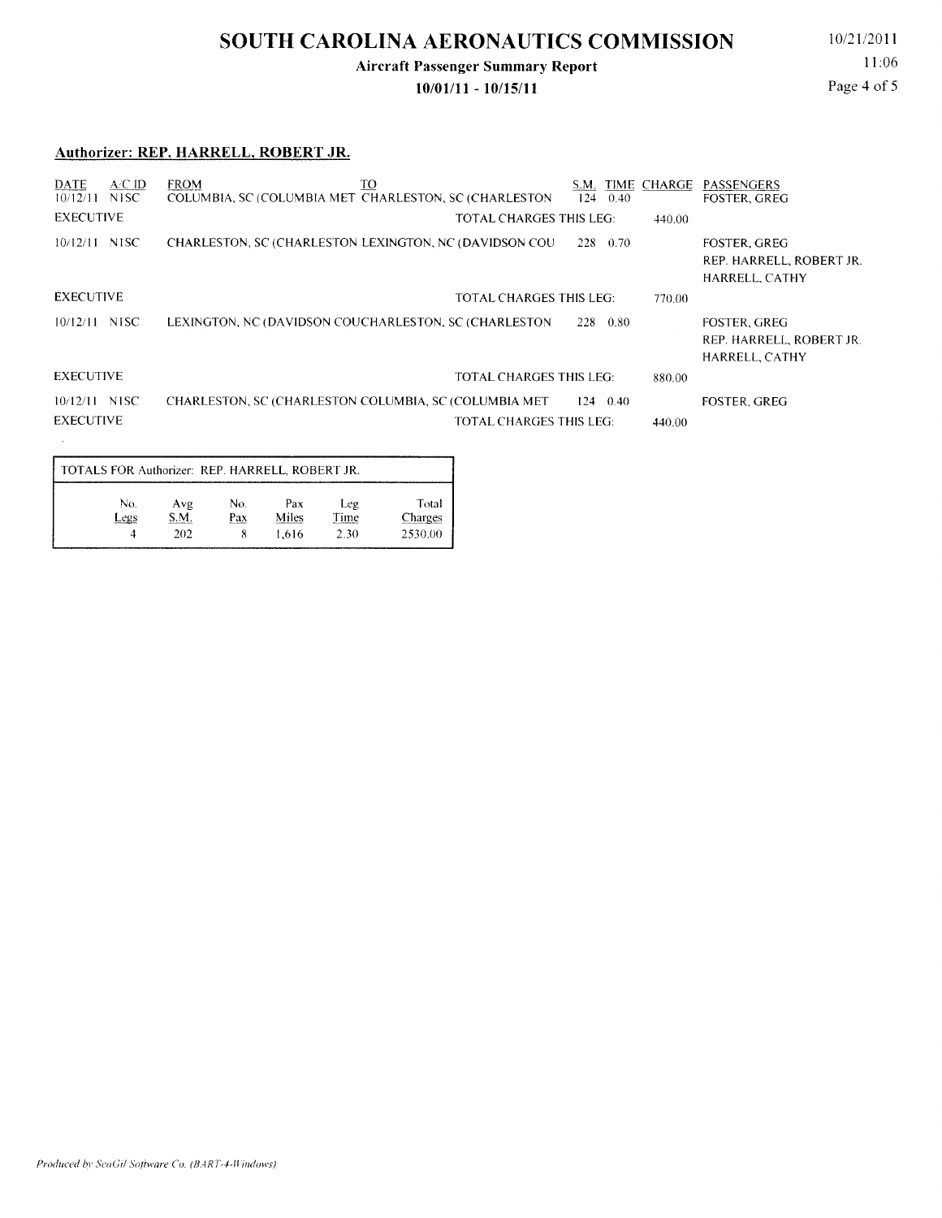# SOUTH CAROLINA AERONAUTICS COMMISSION

**Aircraft Passenger Summary Report**

**10/01/11 - 10/15/11**

10/21/2011
11:06

## Authorizer: REP. HARRELL, ROBERT JR.

| DATE | A/C ID | FROM | TO | S.M. | TIME | CHARGE | PASSENGERS |
|---|---|---|---|---|---|---|---|
| 10/12/11 | N1SC | COLUMBIA, SC (COLUMBIA MET | CHARLESTON, SC (CHARLESTON | 124 | 0.40 | | FOSTER, GREG |
| EXECUTIVE | | | TOTAL CHARGES THIS LEG: | | | 440.00 | |
| 10/12/11 | N1SC | CHARLESTON, SC (CHARLESTON | LEXINGTON, NC (DAVIDSON COU | 228 | 0.70 | | FOSTER, GREG<br>REP. HARRELL, ROBERT JR.<br>HARRELL, CATHY |
| EXECUTIVE | | | TOTAL CHARGES THIS LEG: | | | 770.00 | |
| 10/12/11 | N1SC | LEXINGTON, NC (DAVIDSON COU | CHARLESTON, SC (CHARLESTON | 228 | 0.80 | | FOSTER, GREG<br>REP. HARRELL, ROBERT JR.<br>HARRELL, CATHY |
| EXECUTIVE | | | TOTAL CHARGES THIS LEG: | | | 880.00 | |
| 10/12/11 | N1SC | CHARLESTON, SC (CHARLESTON | COLUMBIA, SC (COLUMBIA MET | 124 | 0.40 | | FOSTER, GREG |
| EXECUTIVE | | | TOTAL CHARGES THIS LEG: | | | 440.00 | |

TOTALS FOR Authorizer: REP. HARRELL, ROBERT JR.

| No. Legs | Avg S.M. | No. Pax | Pax Miles | Leg Time | Total Charges |
|---|---|---|---|---|---|
| 4 | 202 | 8 | 1,616 | 2.30 | 2530.00 |

*Produced by SeaGil Software Co. (BART-4-Windows)*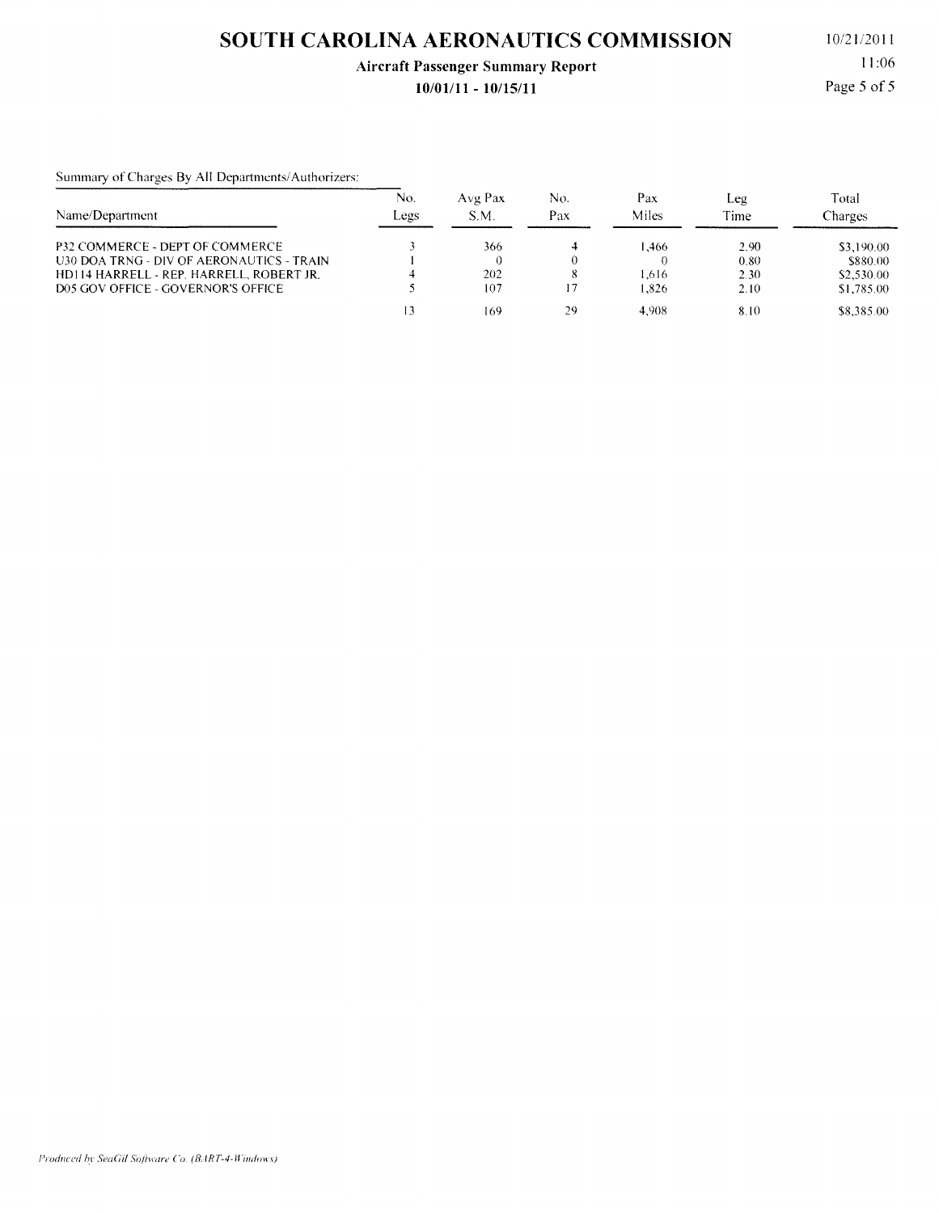# SOUTH CAROLINA AERONAUTICS COMMISSION

**Aircraft Passenger Summary Report**

**10/01/11 - 10/15/11**

10/21/2011

11:06

Summary of Charges By All Departments/Authorizers:

| Name/Department | No. Legs | Avg Pax S.M. | No. Pax | Pax Miles | Leg Time | Total Charges |
|---|---|---|---|---|---|---|
| P32 COMMERCE - DEPT OF COMMERCE | 3 | 366 | 4 | 1,466 | 2.90 | $3,190.00 |
| U30 DOA TRNG - DIV OF AERONAUTICS - TRAIN | 1 | 0 | 0 | 0 | 0.80 | $880.00 |
| HD114 HARRELL - REP. HARRELL, ROBERT JR. | 4 | 202 | 8 | 1,616 | 2.30 | $2,530.00 |
| D05 GOV OFFICE - GOVERNOR'S OFFICE | 5 | 107 | 17 | 1,826 | 2.10 | $1,785.00 |
| | 13 | 169 | 29 | 4,908 | 8.10 | $8,385.00 |

*Produced by SeaGil Software Co. (BART-4-Windows)*